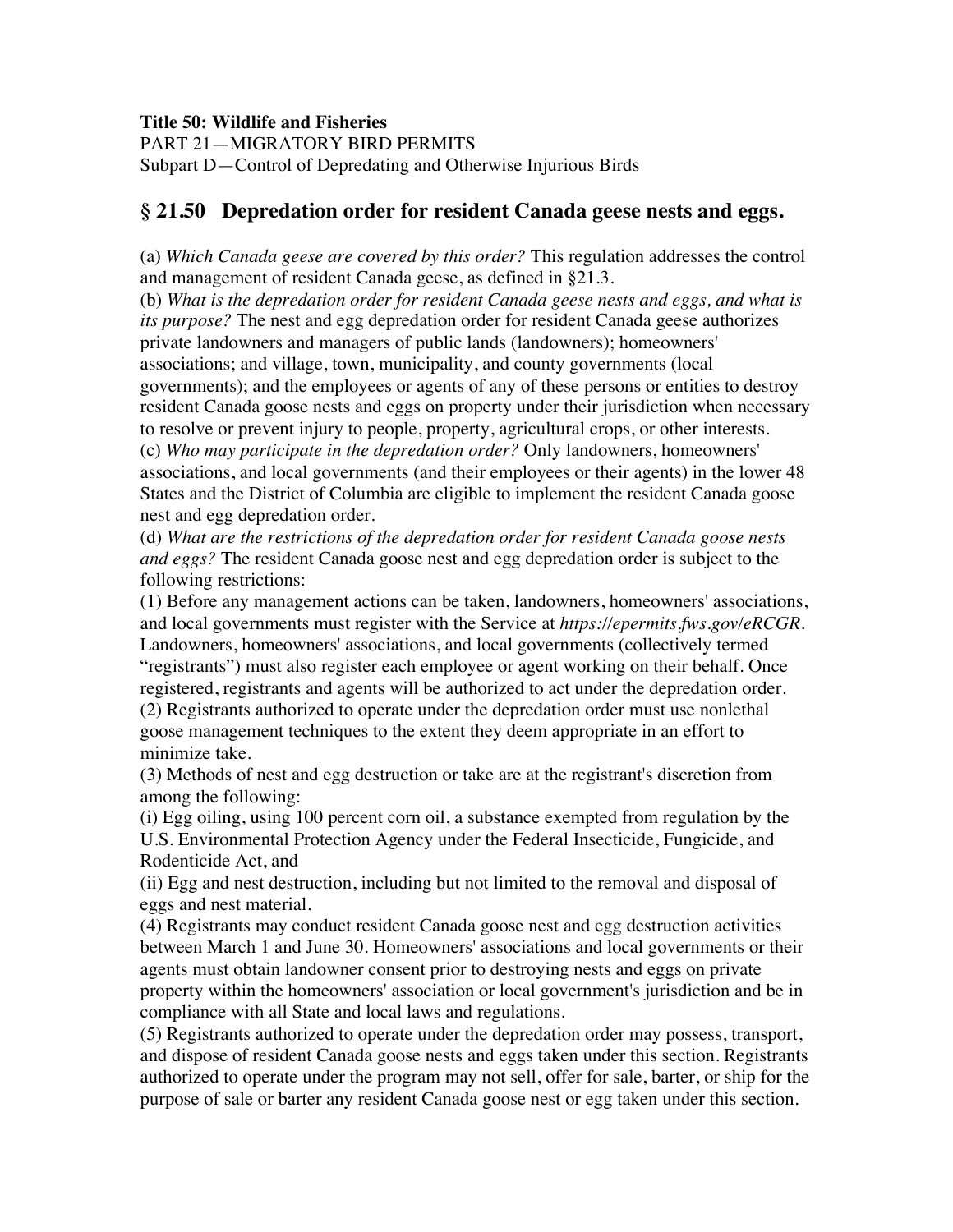**Title 50: Wildlife and Fisheries**
PART 21—MIGRATORY BIRD PERMITS
Subpart D—Control of Depredating and Otherwise Injurious Birds

## § 21.50 Depredation order for resident Canada geese nests and eggs.

(a) *Which Canada geese are covered by this order?* This regulation addresses the control and management of resident Canada geese, as defined in §21.3.

(b) *What is the depredation order for resident Canada geese nests and eggs, and what is its purpose?* The nest and egg depredation order for resident Canada geese authorizes private landowners and managers of public lands (landowners); homeowners' associations; and village, town, municipality, and county governments (local governments); and the employees or agents of any of these persons or entities to destroy resident Canada goose nests and eggs on property under their jurisdiction when necessary to resolve or prevent injury to people, property, agricultural crops, or other interests.

(c) *Who may participate in the depredation order?* Only landowners, homeowners' associations, and local governments (and their employees or their agents) in the lower 48 States and the District of Columbia are eligible to implement the resident Canada goose nest and egg depredation order.

(d) *What are the restrictions of the depredation order for resident Canada goose nests and eggs?* The resident Canada goose nest and egg depredation order is subject to the following restrictions:

(1) Before any management actions can be taken, landowners, homeowners' associations, and local governments must register with the Service at *https://epermits.fws.gov/eRCGR.* Landowners, homeowners' associations, and local governments (collectively termed "registrants") must also register each employee or agent working on their behalf. Once registered, registrants and agents will be authorized to act under the depredation order.

(2) Registrants authorized to operate under the depredation order must use nonlethal goose management techniques to the extent they deem appropriate in an effort to minimize take.

(3) Methods of nest and egg destruction or take are at the registrant's discretion from among the following:

(i) Egg oiling, using 100 percent corn oil, a substance exempted from regulation by the U.S. Environmental Protection Agency under the Federal Insecticide, Fungicide, and Rodenticide Act, and

(ii) Egg and nest destruction, including but not limited to the removal and disposal of eggs and nest material.

(4) Registrants may conduct resident Canada goose nest and egg destruction activities between March 1 and June 30. Homeowners' associations and local governments or their agents must obtain landowner consent prior to destroying nests and eggs on private property within the homeowners' association or local government's jurisdiction and be in compliance with all State and local laws and regulations.

(5) Registrants authorized to operate under the depredation order may possess, transport, and dispose of resident Canada goose nests and eggs taken under this section. Registrants authorized to operate under the program may not sell, offer for sale, barter, or ship for the purpose of sale or barter any resident Canada goose nest or egg taken under this section.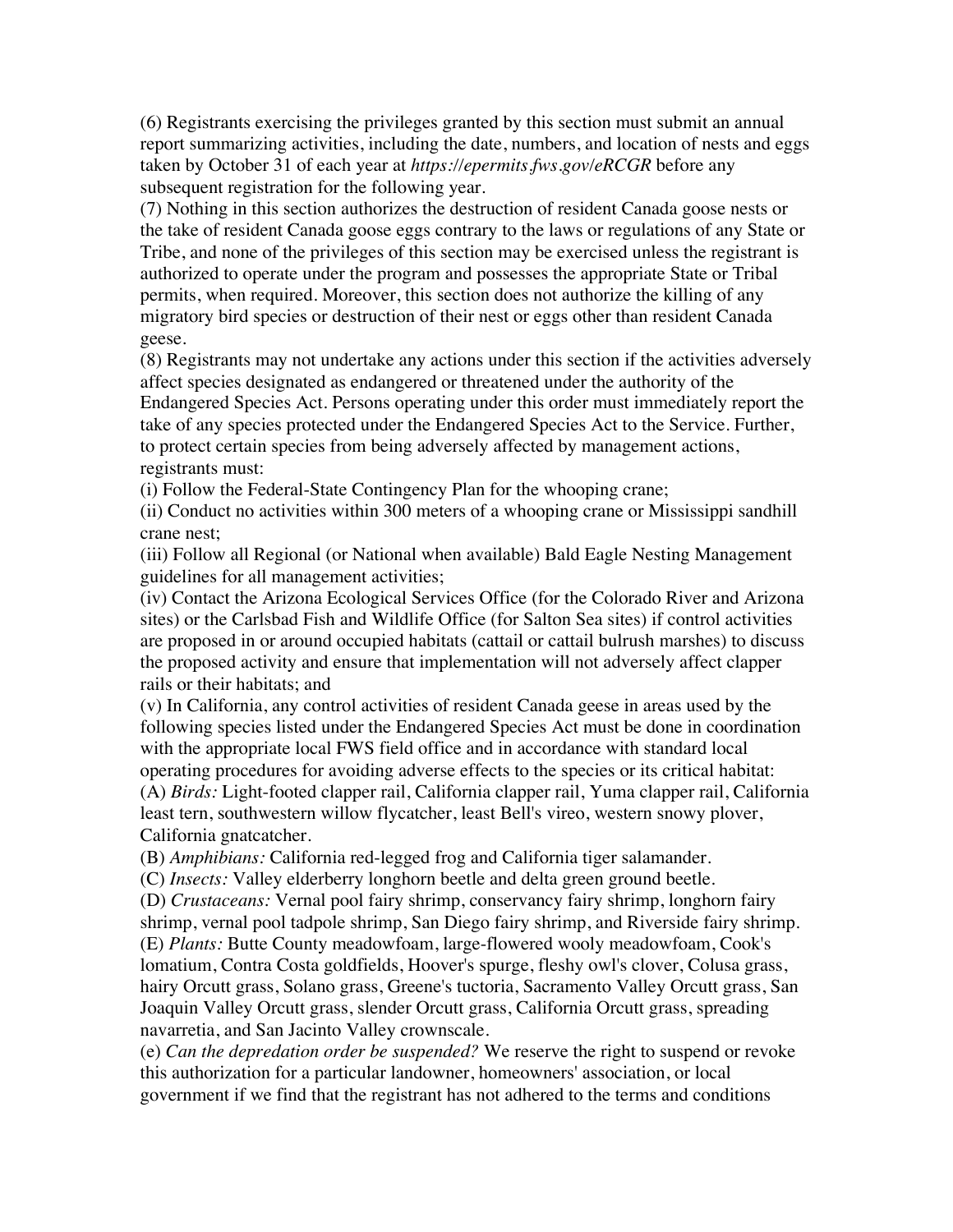(6) Registrants exercising the privileges granted by this section must submit an annual report summarizing activities, including the date, numbers, and location of nests and eggs taken by October 31 of each year at *https://epermits.fws.gov/eRCGR* before any subsequent registration for the following year.

(7) Nothing in this section authorizes the destruction of resident Canada goose nests or the take of resident Canada goose eggs contrary to the laws or regulations of any State or Tribe, and none of the privileges of this section may be exercised unless the registrant is authorized to operate under the program and possesses the appropriate State or Tribal permits, when required. Moreover, this section does not authorize the killing of any migratory bird species or destruction of their nest or eggs other than resident Canada geese.

(8) Registrants may not undertake any actions under this section if the activities adversely affect species designated as endangered or threatened under the authority of the Endangered Species Act. Persons operating under this order must immediately report the take of any species protected under the Endangered Species Act to the Service. Further, to protect certain species from being adversely affected by management actions, registrants must:

(i) Follow the Federal-State Contingency Plan for the whooping crane;

(ii) Conduct no activities within 300 meters of a whooping crane or Mississippi sandhill crane nest;

(iii) Follow all Regional (or National when available) Bald Eagle Nesting Management guidelines for all management activities;

(iv) Contact the Arizona Ecological Services Office (for the Colorado River and Arizona sites) or the Carlsbad Fish and Wildlife Office (for Salton Sea sites) if control activities are proposed in or around occupied habitats (cattail or cattail bulrush marshes) to discuss the proposed activity and ensure that implementation will not adversely affect clapper rails or their habitats; and

(v) In California, any control activities of resident Canada geese in areas used by the following species listed under the Endangered Species Act must be done in coordination with the appropriate local FWS field office and in accordance with standard local operating procedures for avoiding adverse effects to the species or its critical habitat:

(A) *Birds:* Light-footed clapper rail, California clapper rail, Yuma clapper rail, California least tern, southwestern willow flycatcher, least Bell's vireo, western snowy plover, California gnatcatcher.

(B) *Amphibians:* California red-legged frog and California tiger salamander.

(C) *Insects:* Valley elderberry longhorn beetle and delta green ground beetle.

(D) *Crustaceans:* Vernal pool fairy shrimp, conservancy fairy shrimp, longhorn fairy shrimp, vernal pool tadpole shrimp, San Diego fairy shrimp, and Riverside fairy shrimp.

(E) *Plants:* Butte County meadowfoam, large-flowered wooly meadowfoam, Cook's lomatium, Contra Costa goldfields, Hoover's spurge, fleshy owl's clover, Colusa grass, hairy Orcutt grass, Solano grass, Greene's tuctoria, Sacramento Valley Orcutt grass, San Joaquin Valley Orcutt grass, slender Orcutt grass, California Orcutt grass, spreading navarretia, and San Jacinto Valley crownscale.

(e) *Can the depredation order be suspended?* We reserve the right to suspend or revoke this authorization for a particular landowner, homeowners' association, or local government if we find that the registrant has not adhered to the terms and conditions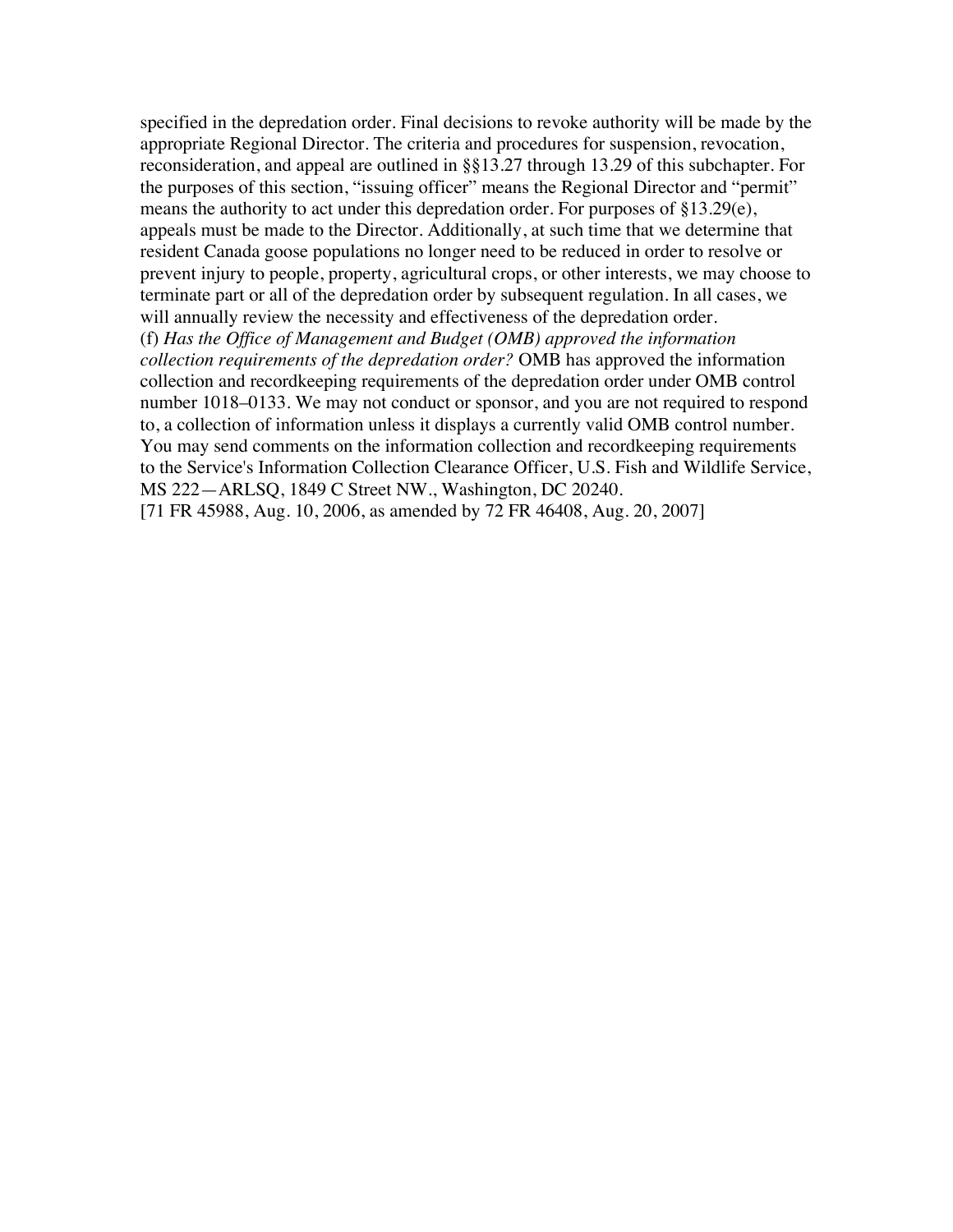specified in the depredation order. Final decisions to revoke authority will be made by the appropriate Regional Director. The criteria and procedures for suspension, revocation, reconsideration, and appeal are outlined in §§13.27 through 13.29 of this subchapter. For the purposes of this section, "issuing officer" means the Regional Director and "permit" means the authority to act under this depredation order. For purposes of §13.29(e), appeals must be made to the Director. Additionally, at such time that we determine that resident Canada goose populations no longer need to be reduced in order to resolve or prevent injury to people, property, agricultural crops, or other interests, we may choose to terminate part or all of the depredation order by subsequent regulation. In all cases, we will annually review the necessity and effectiveness of the depredation order.

(f) *Has the Office of Management and Budget (OMB) approved the information collection requirements of the depredation order?* OMB has approved the information collection and recordkeeping requirements of the depredation order under OMB control number 1018–0133. We may not conduct or sponsor, and you are not required to respond to, a collection of information unless it displays a currently valid OMB control number. You may send comments on the information collection and recordkeeping requirements to the Service's Information Collection Clearance Officer, U.S. Fish and Wildlife Service, MS 222—ARLSQ, 1849 C Street NW., Washington, DC 20240.

[71 FR 45988, Aug. 10, 2006, as amended by 72 FR 46408, Aug. 20, 2007]